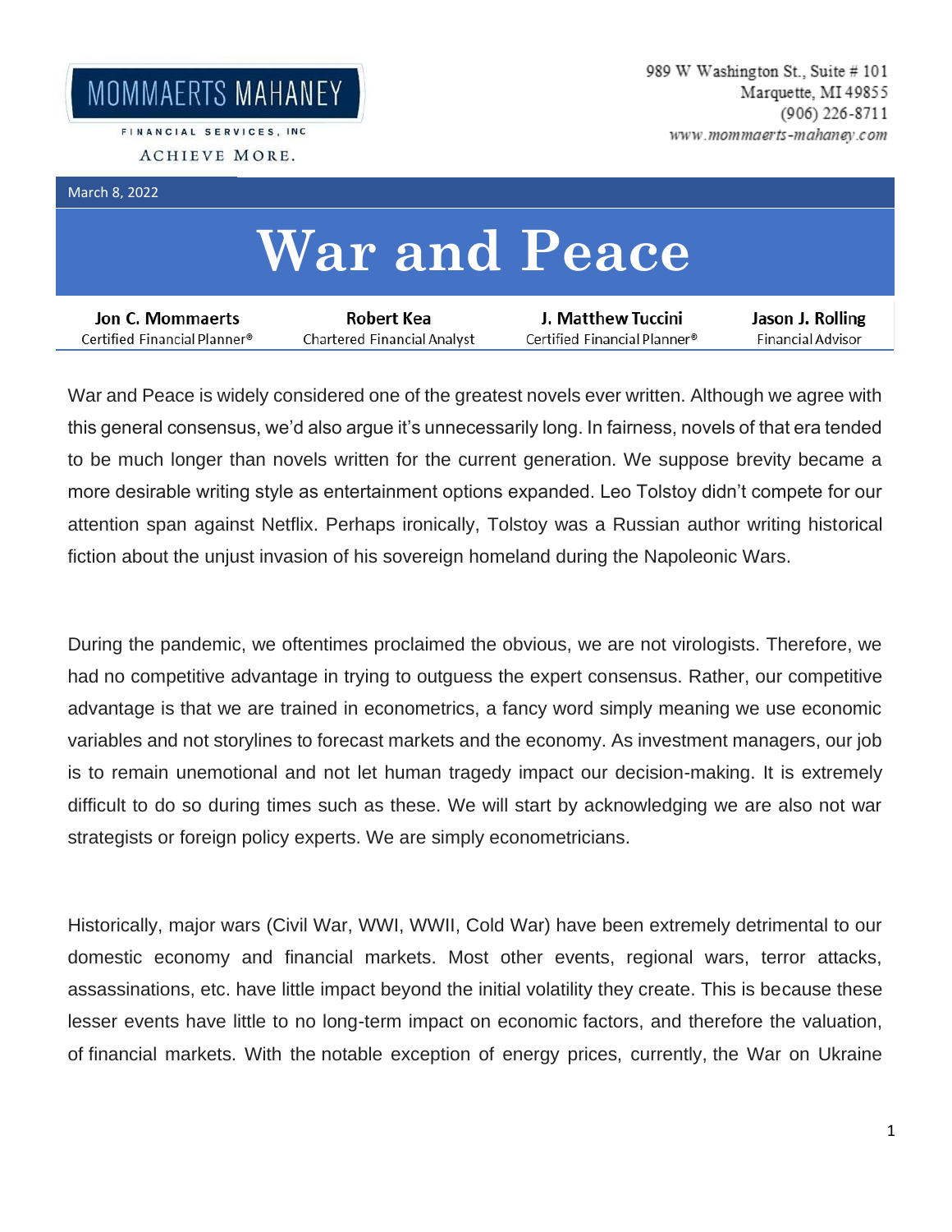MOMMAERTS MAHANEY

FINANCIAL SERVICES, INC

ACHIEVE MORE.

989 W Washington St., Suite # 101
Marquette, MI 49855
(906) 226-8711
www.mommaerts-mahaney.com

March 8, 2022

# War and Peace

| Jon C. Mommaerts | Robert Kea | J. Matthew Tuccini | Jason J. Rolling |
|---|---|---|---|
| Certified Financial Planner® | Chartered Financial Analyst | Certified Financial Planner® | Financial Advisor |

War and Peace is widely considered one of the greatest novels ever written. Although we agree with this general consensus, we'd also argue it's unnecessarily long. In fairness, novels of that era tended to be much longer than novels written for the current generation. We suppose brevity became a more desirable writing style as entertainment options expanded. Leo Tolstoy didn't compete for our attention span against Netflix. Perhaps ironically, Tolstoy was a Russian author writing historical fiction about the unjust invasion of his sovereign homeland during the Napoleonic Wars.

During the pandemic, we oftentimes proclaimed the obvious, we are not virologists. Therefore, we had no competitive advantage in trying to outguess the expert consensus. Rather, our competitive advantage is that we are trained in econometrics, a fancy word simply meaning we use economic variables and not storylines to forecast markets and the economy. As investment managers, our job is to remain unemotional and not let human tragedy impact our decision-making. It is extremely difficult to do so during times such as these. We will start by acknowledging we are also not war strategists or foreign policy experts. We are simply econometricians.

Historically, major wars (Civil War, WWI, WWII, Cold War) have been extremely detrimental to our domestic economy and financial markets. Most other events, regional wars, terror attacks, assassinations, etc. have little impact beyond the initial volatility they create. This is because these lesser events have little to no long-term impact on economic factors, and therefore the valuation, of financial markets. With the notable exception of energy prices, currently, the War on Ukraine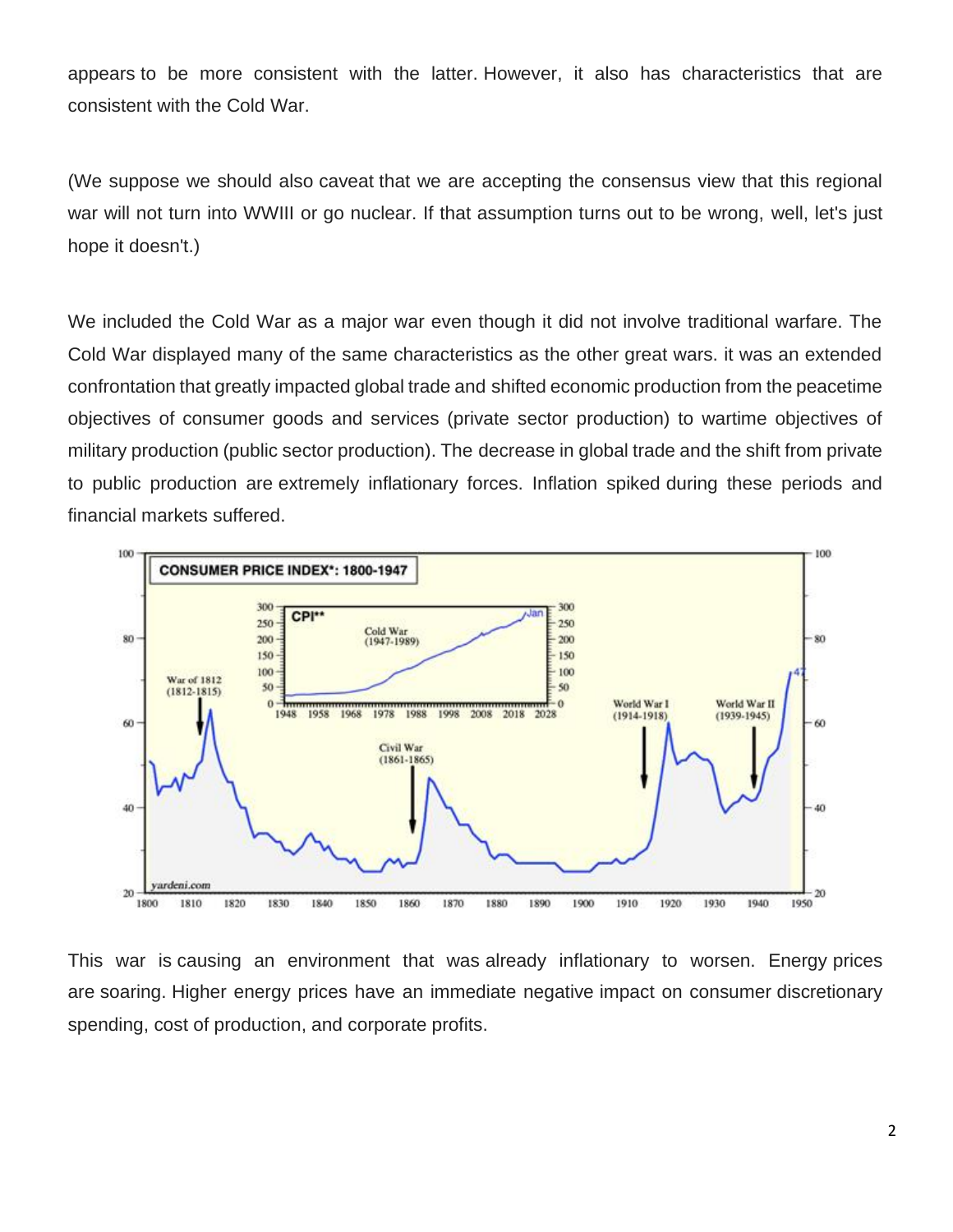appears to be more consistent with the latter. However, it also has characteristics that are consistent with the Cold War.

(We suppose we should also caveat that we are accepting the consensus view that this regional war will not turn into WWIII or go nuclear. If that assumption turns out to be wrong, well, let's just hope it doesn't.)

We included the Cold War as a major war even though it did not involve traditional warfare. The Cold War displayed many of the same characteristics as the other great wars. it was an extended confrontation that greatly impacted global trade and shifted economic production from the peacetime objectives of consumer goods and services (private sector production) to wartime objectives of military production (public sector production). The decrease in global trade and the shift from private to public production are extremely inflationary forces. Inflation spiked during these periods and financial markets suffered.

CONSUMER PRICE INDEX*: 1800-1947

CPI**

Cold War (1947-1989)

Jan

War of 1812 (1812-1815)

Civil War (1861-1865)

World War I (1914-1918)

World War II (1939-1945)

yardeni.com

This war is causing an environment that was already inflationary to worsen. Energy prices are soaring. Higher energy prices have an immediate negative impact on consumer discretionary spending, cost of production, and corporate profits.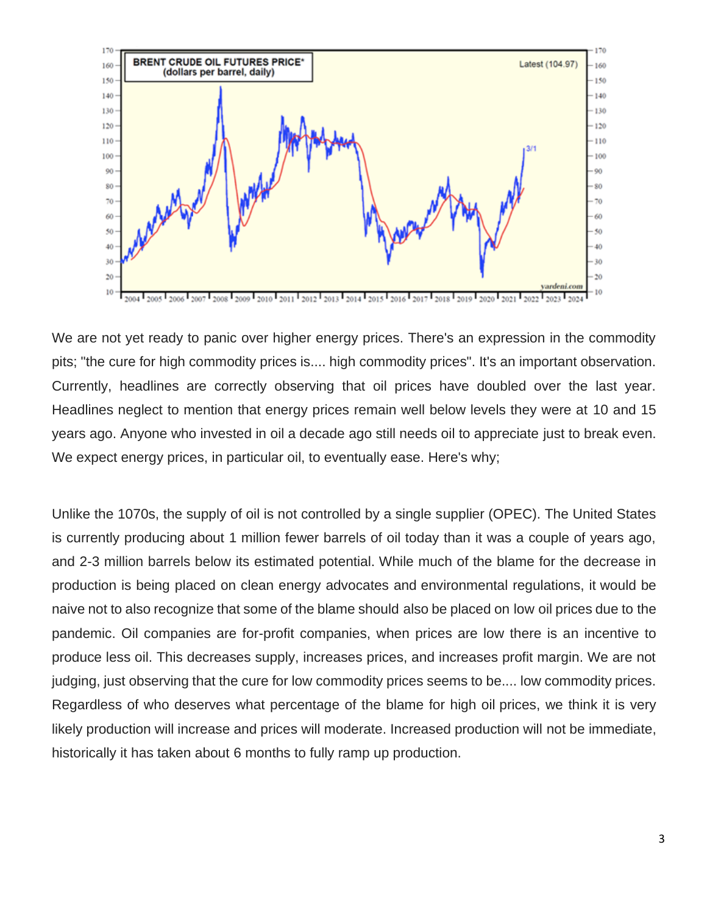BRENT CRUDE OIL FUTURES PRICE*
(dollars per barrel, daily)

Latest (104.97)

3/1

170
160
150
140
130
120
110
100
90
80
70
60
50
40
30
20
10

2004 2005 2006 2007 2008 2009 2010 2011 2012 2013 2014 2015 2016 2017 2018 2019 2020 2021 2022 2023 2024

yardeni.com

We are not yet ready to panic over higher energy prices. There's an expression in the commodity pits; "the cure for high commodity prices is.... high commodity prices". It's an important observation. Currently, headlines are correctly observing that oil prices have doubled over the last year. Headlines neglect to mention that energy prices remain well below levels they were at 10 and 15 years ago. Anyone who invested in oil a decade ago still needs oil to appreciate just to break even. We expect energy prices, in particular oil, to eventually ease. Here's why;

Unlike the 1070s, the supply of oil is not controlled by a single supplier (OPEC). The United States is currently producing about 1 million fewer barrels of oil today than it was a couple of years ago, and 2-3 million barrels below its estimated potential. While much of the blame for the decrease in production is being placed on clean energy advocates and environmental regulations, it would be naive not to also recognize that some of the blame should also be placed on low oil prices due to the pandemic. Oil companies are for-profit companies, when prices are low there is an incentive to produce less oil. This decreases supply, increases prices, and increases profit margin. We are not judging, just observing that the cure for low commodity prices seems to be.... low commodity prices. Regardless of who deserves what percentage of the blame for high oil prices, we think it is very likely production will increase and prices will moderate. Increased production will not be immediate, historically it has taken about 6 months to fully ramp up production.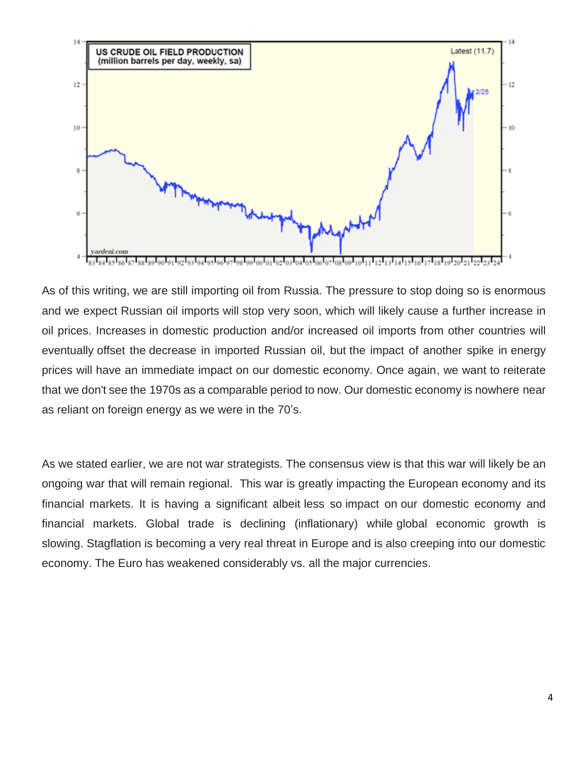US CRUDE OIL FIELD PRODUCTION
(million barrels per day, weekly, sa)

Latest (11.7)

2/25

yardeni.com

14
12
10
8
6
4

83 84 85 86 87 88 89 90 91 92 93 94 95 96 97 98 99 00 01 02 03 04 05 06 07 08 09 10 11 12 13 14 15 16 17 18 19 20 21 22 23 24

As of this writing, we are still importing oil from Russia. The pressure to stop doing so is enormous and we expect Russian oil imports will stop very soon, which will likely cause a further increase in oil prices. Increases in domestic production and/or increased oil imports from other countries will eventually offset the decrease in imported Russian oil, but the impact of another spike in energy prices will have an immediate impact on our domestic economy. Once again, we want to reiterate that we don't see the 1970s as a comparable period to now. Our domestic economy is nowhere near as reliant on foreign energy as we were in the 70's.

As we stated earlier, we are not war strategists. The consensus view is that this war will likely be an ongoing war that will remain regional. This war is greatly impacting the European economy and its financial markets. It is having a significant albeit less so impact on our domestic economy and financial markets. Global trade is declining (inflationary) while global economic growth is slowing. Stagflation is becoming a very real threat in Europe and is also creeping into our domestic economy. The Euro has weakened considerably vs. all the major currencies.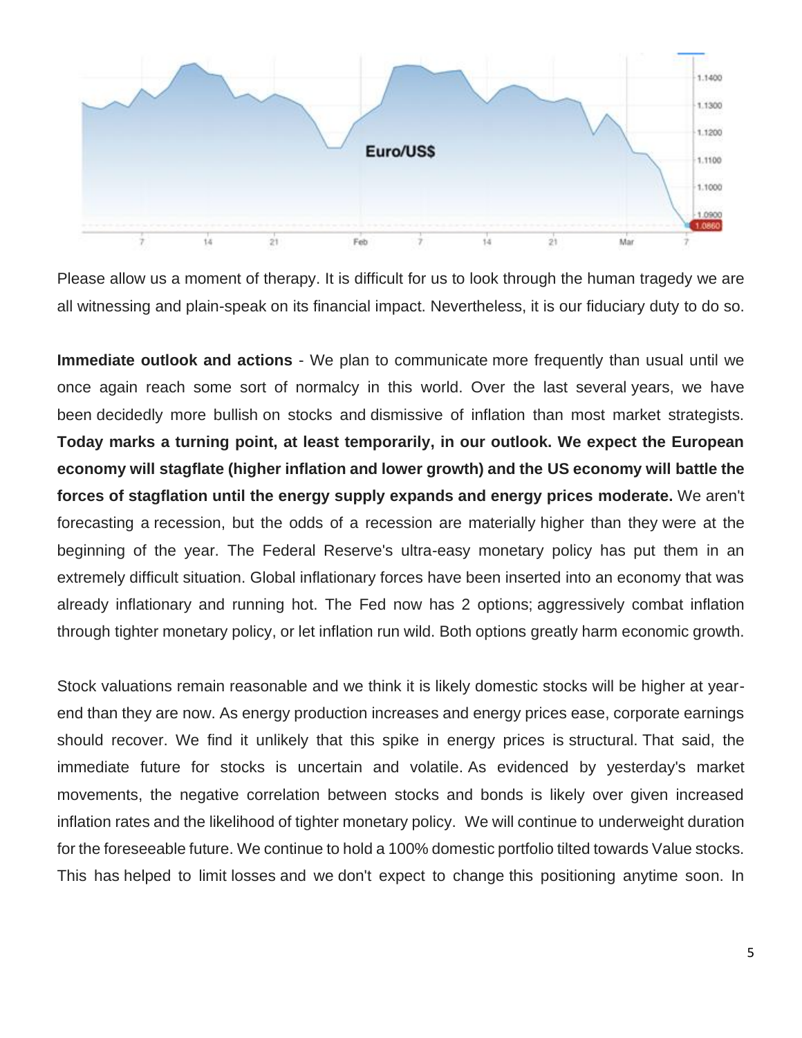Euro/US$

1.1400
1.1300
1.1200
1.1100
1.1000
1.0900
1.0860

7
14
21
Feb
7
14
21
Mar
7

Please allow us a moment of therapy. It is difficult for us to look through the human tragedy we are all witnessing and plain-speak on its financial impact. Nevertheless, it is our fiduciary duty to do so.

**Immediate outlook and actions** - We plan to communicate more frequently than usual until we once again reach some sort of normalcy in this world. Over the last several years, we have been decidedly more bullish on stocks and dismissive of inflation than most market strategists. **Today marks a turning point, at least temporarily, in our outlook. We expect the European economy will stagflate (higher inflation and lower growth) and the US economy will battle the forces of stagflation until the energy supply expands and energy prices moderate.** We aren't forecasting a recession, but the odds of a recession are materially higher than they were at the beginning of the year. The Federal Reserve's ultra-easy monetary policy has put them in an extremely difficult situation. Global inflationary forces have been inserted into an economy that was already inflationary and running hot. The Fed now has 2 options; aggressively combat inflation through tighter monetary policy, or let inflation run wild. Both options greatly harm economic growth.

Stock valuations remain reasonable and we think it is likely domestic stocks will be higher at year-end than they are now. As energy production increases and energy prices ease, corporate earnings should recover. We find it unlikely that this spike in energy prices is structural. That said, the immediate future for stocks is uncertain and volatile. As evidenced by yesterday's market movements, the negative correlation between stocks and bonds is likely over given increased inflation rates and the likelihood of tighter monetary policy. We will continue to underweight duration for the foreseeable future. We continue to hold a 100% domestic portfolio tilted towards Value stocks. This has helped to limit losses and we don't expect to change this positioning anytime soon. In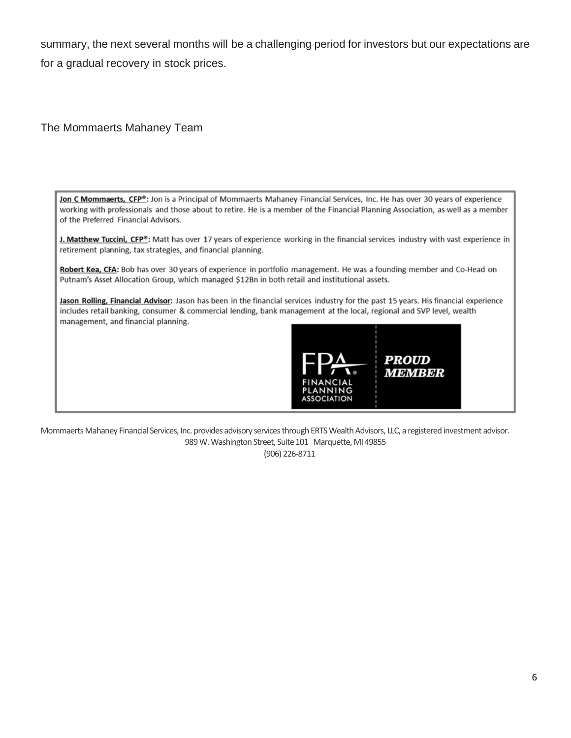summary, the next several months will be a challenging period for investors but our expectations are for a gradual recovery in stock prices.

The Mommaerts Mahaney Team

**Jon C Mommaerts, CFP®:** Jon is a Principal of Mommaerts Mahaney Financial Services, Inc. He has over 30 years of experience working with professionals and those about to retire. He is a member of the Financial Planning Association, as well as a member of the Preferred Financial Advisors.

**J. Matthew Tuccini, CFP®:** Matt has over 17 years of experience working in the financial services industry with vast experience in retirement planning, tax strategies, and financial planning.

**Robert Kea, CFA:** Bob has over 30 years of experience in portfolio management. He was a founding member and Co-Head on Putnam's Asset Allocation Group, which managed $12Bn in both retail and institutional assets.

**Jason Rolling, Financial Advisor:** Jason has been in the financial services industry for the past 15 years. His financial experience includes retail banking, consumer & commercial lending, bank management at the local, regional and SVP level, wealth management, and financial planning.

FPA FINANCIAL PLANNING ASSOCIATION | PROUD MEMBER

Mommaerts Mahaney Financial Services, Inc. provides advisory services through ERTS Wealth Advisors, LLC, a registered investment advisor.
989 W. Washington Street, Suite 101 Marquette, MI 49855
(906) 226-8711